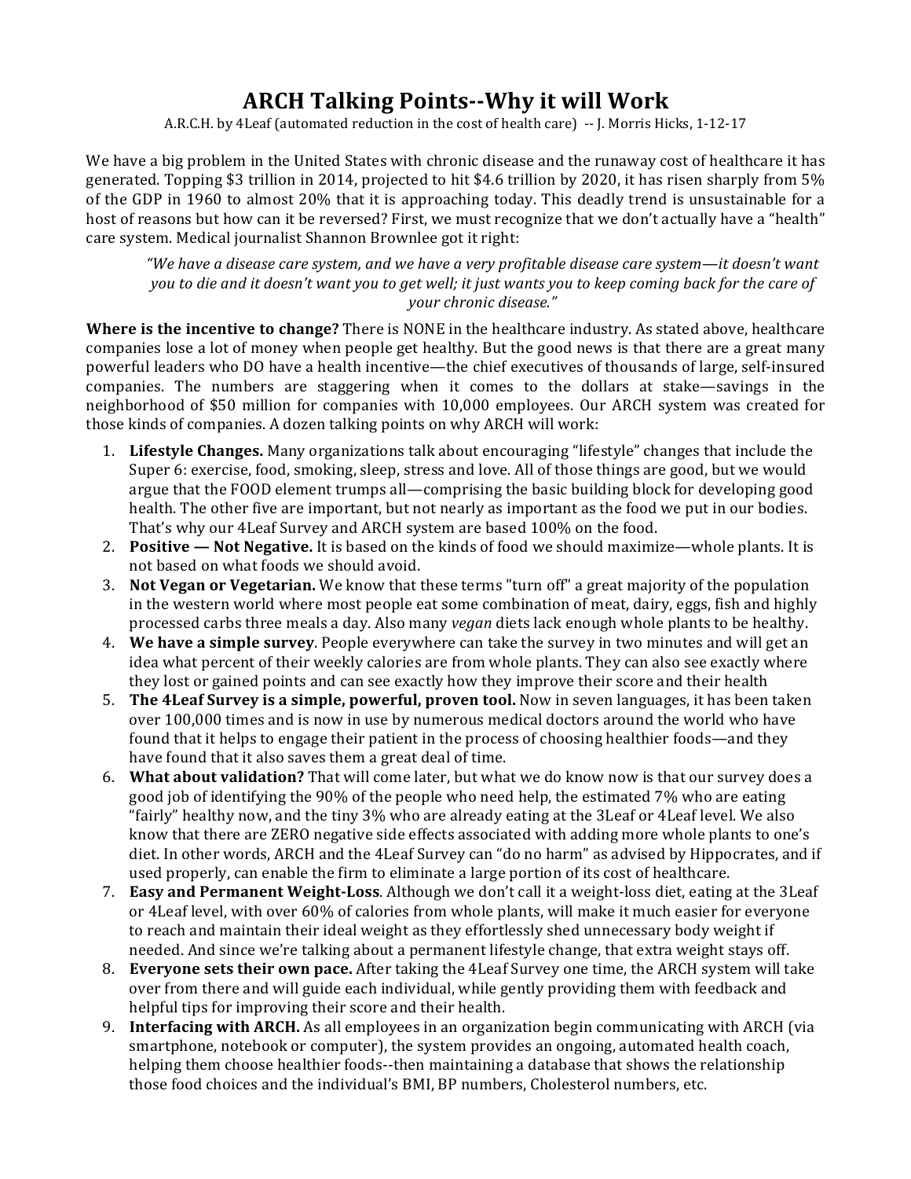# ARCH Talking Points--Why it will Work

A.R.C.H. by 4Leaf (automated reduction in the cost of health care) -- J. Morris Hicks, 1-12-17

We have a big problem in the United States with chronic disease and the runaway cost of healthcare it has generated. Topping $3 trillion in 2014, projected to hit $4.6 trillion by 2020, it has risen sharply from 5% of the GDP in 1960 to almost 20% that it is approaching today. This deadly trend is unsustainable for a host of reasons but how can it be reversed? First, we must recognize that we don't actually have a "health" care system. Medical journalist Shannon Brownlee got it right:

> *"We have a disease care system, and we have a very profitable disease care system—it doesn't want you to die and it doesn't want you to get well; it just wants you to keep coming back for the care of your chronic disease."*

**Where is the incentive to change?** There is NONE in the healthcare industry. As stated above, healthcare companies lose a lot of money when people get healthy. But the good news is that there are a great many powerful leaders who DO have a health incentive—the chief executives of thousands of large, self-insured companies. The numbers are staggering when it comes to the dollars at stake—savings in the neighborhood of $50 million for companies with 10,000 employees. Our ARCH system was created for those kinds of companies. A dozen talking points on why ARCH will work:

1. **Lifestyle Changes.** Many organizations talk about encouraging "lifestyle" changes that include the Super 6: exercise, food, smoking, sleep, stress and love. All of those things are good, but we would argue that the FOOD element trumps all—comprising the basic building block for developing good health. The other five are important, but not nearly as important as the food we put in our bodies. That's why our 4Leaf Survey and ARCH system are based 100% on the food.
2. **Positive — Not Negative.** It is based on the kinds of food we should maximize—whole plants. It is not based on what foods we should avoid.
3. **Not Vegan or Vegetarian.** We know that these terms "turn off" a great majority of the population in the western world where most people eat some combination of meat, dairy, eggs, fish and highly processed carbs three meals a day. Also many *vegan* diets lack enough whole plants to be healthy.
4. **We have a simple survey**. People everywhere can take the survey in two minutes and will get an idea what percent of their weekly calories are from whole plants. They can also see exactly where they lost or gained points and can see exactly how they improve their score and their health
5. **The 4Leaf Survey is a simple, powerful, proven tool.** Now in seven languages, it has been taken over 100,000 times and is now in use by numerous medical doctors around the world who have found that it helps to engage their patient in the process of choosing healthier foods—and they have found that it also saves them a great deal of time.
6. **What about validation?** That will come later, but what we do know now is that our survey does a good job of identifying the 90% of the people who need help, the estimated 7% who are eating "fairly" healthy now, and the tiny 3% who are already eating at the 3Leaf or 4Leaf level. We also know that there are ZERO negative side effects associated with adding more whole plants to one's diet. In other words, ARCH and the 4Leaf Survey can "do no harm" as advised by Hippocrates, and if used properly, can enable the firm to eliminate a large portion of its cost of healthcare.
7. **Easy and Permanent Weight-Loss**. Although we don't call it a weight-loss diet, eating at the 3Leaf or 4Leaf level, with over 60% of calories from whole plants, will make it much easier for everyone to reach and maintain their ideal weight as they effortlessly shed unnecessary body weight if needed. And since we're talking about a permanent lifestyle change, that extra weight stays off.
8. **Everyone sets their own pace.** After taking the 4Leaf Survey one time, the ARCH system will take over from there and will guide each individual, while gently providing them with feedback and helpful tips for improving their score and their health.
9. **Interfacing with ARCH.** As all employees in an organization begin communicating with ARCH (via smartphone, notebook or computer), the system provides an ongoing, automated health coach, helping them choose healthier foods--then maintaining a database that shows the relationship those food choices and the individual's BMI, BP numbers, Cholesterol numbers, etc.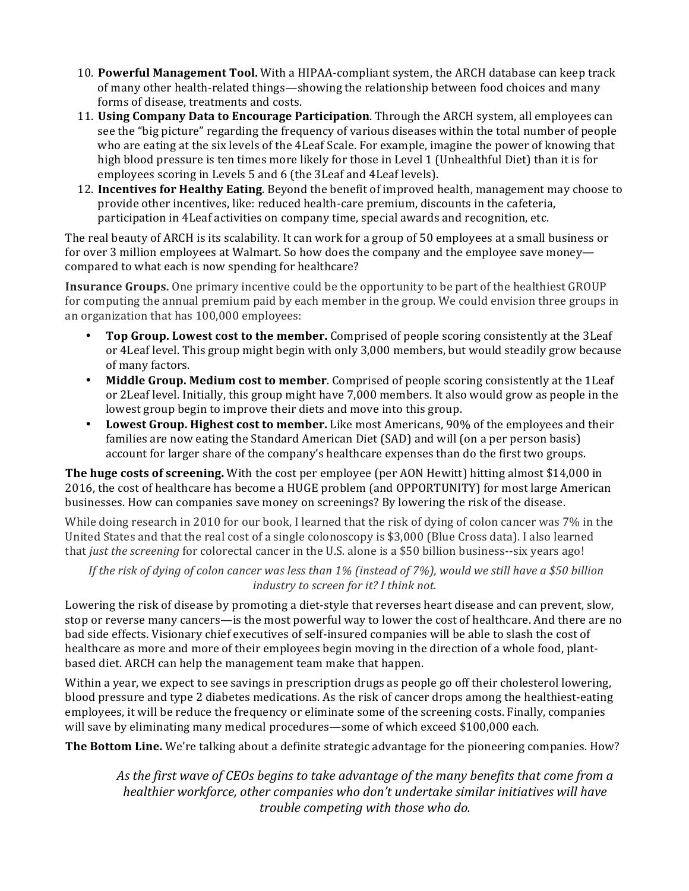10. **Powerful Management Tool.** With a HIPAA-compliant system, the ARCH database can keep track of many other health-related things—showing the relationship between food choices and many forms of disease, treatments and costs.
11. **Using Company Data to Encourage Participation**. Through the ARCH system, all employees can see the "big picture" regarding the frequency of various diseases within the total number of people who are eating at the six levels of the 4Leaf Scale. For example, imagine the power of knowing that high blood pressure is ten times more likely for those in Level 1 (Unhealthful Diet) than it is for employees scoring in Levels 5 and 6 (the 3Leaf and 4Leaf levels).
12. **Incentives for Healthy Eating**. Beyond the benefit of improved health, management may choose to provide other incentives, like: reduced health-care premium, discounts in the cafeteria, participation in 4Leaf activities on company time, special awards and recognition, etc.

The real beauty of ARCH is its scalability. It can work for a group of 50 employees at a small business or for over 3 million employees at Walmart. So how does the company and the employee save money—compared to what each is now spending for healthcare?

**Insurance Groups.** One primary incentive could be the opportunity to be part of the healthiest GROUP for computing the annual premium paid by each member in the group. We could envision three groups in an organization that has 100,000 employees:

- **Top Group. Lowest cost to the member.** Comprised of people scoring consistently at the 3Leaf or 4Leaf level. This group might begin with only 3,000 members, but would steadily grow because of many factors.
- **Middle Group. Medium cost to member**. Comprised of people scoring consistently at the 1Leaf or 2Leaf level. Initially, this group might have 7,000 members. It also would grow as people in the lowest group begin to improve their diets and move into this group.
- **Lowest Group. Highest cost to member.** Like most Americans, 90% of the employees and their families are now eating the Standard American Diet (SAD) and will (on a per person basis) account for larger share of the company's healthcare expenses than do the first two groups.

**The huge costs of screening.** With the cost per employee (per AON Hewitt) hitting almost $14,000 in 2016, the cost of healthcare has become a HUGE problem (and OPPORTUNITY) for most large American businesses. How can companies save money on screenings? By lowering the risk of the disease.

While doing research in 2010 for our book, I learned that the risk of dying of colon cancer was 7% in the United States and that the real cost of a single colonoscopy is $3,000 (Blue Cross data). I also learned that *just the screening* for colorectal cancer in the U.S. alone is a $50 billion business--six years ago!

*If the risk of dying of colon cancer was less than 1% (instead of 7%), would we still have a $50 billion industry to screen for it? I think not.*

Lowering the risk of disease by promoting a diet-style that reverses heart disease and can prevent, slow, stop or reverse many cancers—is the most powerful way to lower the cost of healthcare. And there are no bad side effects. Visionary chief executives of self-insured companies will be able to slash the cost of healthcare as more and more of their employees begin moving in the direction of a whole food, plant-based diet. ARCH can help the management team make that happen.

Within a year, we expect to see savings in prescription drugs as people go off their cholesterol lowering, blood pressure and type 2 diabetes medications. As the risk of cancer drops among the healthiest-eating employees, it will be reduce the frequency or eliminate some of the screening costs. Finally, companies will save by eliminating many medical procedures—some of which exceed $100,000 each.

**The Bottom Line.** We're talking about a definite strategic advantage for the pioneering companies. How?

*As the first wave of CEOs begins to take advantage of the many benefits that come from a healthier workforce, other companies who don't undertake similar initiatives will have trouble competing with those who do.*